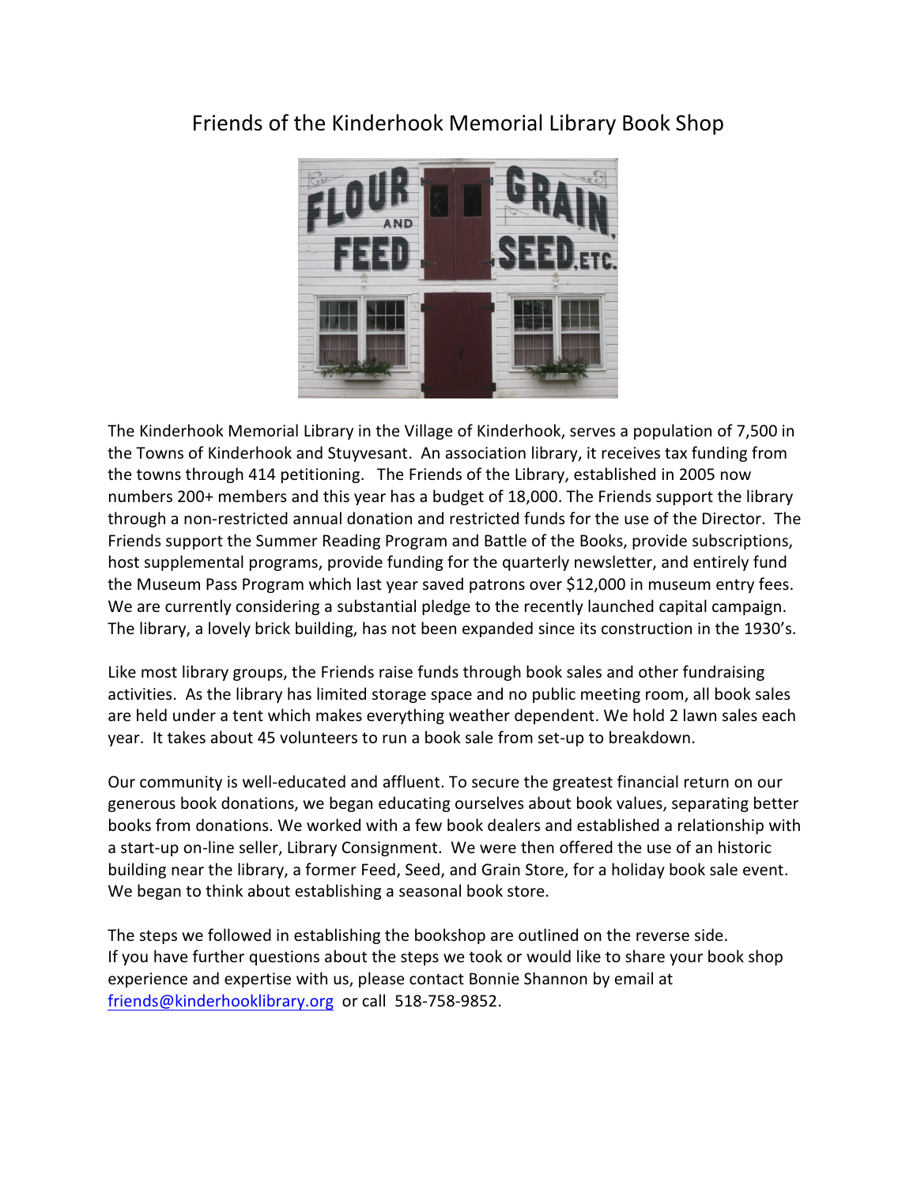# Friends of the Kinderhook Memorial Library Book Shop

The Kinderhook Memorial Library in the Village of Kinderhook, serves a population of 7,500 in the Towns of Kinderhook and Stuyvesant. An association library, it receives tax funding from the towns through 414 petitioning. The Friends of the Library, established in 2005 now numbers 200+ members and this year has a budget of 18,000. The Friends support the library through a non-restricted annual donation and restricted funds for the use of the Director. The Friends support the Summer Reading Program and Battle of the Books, provide subscriptions, host supplemental programs, provide funding for the quarterly newsletter, and entirely fund the Museum Pass Program which last year saved patrons over $12,000 in museum entry fees. We are currently considering a substantial pledge to the recently launched capital campaign. The library, a lovely brick building, has not been expanded since its construction in the 1930's.

Like most library groups, the Friends raise funds through book sales and other fundraising activities. As the library has limited storage space and no public meeting room, all book sales are held under a tent which makes everything weather dependent. We hold 2 lawn sales each year. It takes about 45 volunteers to run a book sale from set-up to breakdown.

Our community is well-educated and affluent. To secure the greatest financial return on our generous book donations, we began educating ourselves about book values, separating better books from donations. We worked with a few book dealers and established a relationship with a start-up on-line seller, Library Consignment. We were then offered the use of an historic building near the library, a former Feed, Seed, and Grain Store, for a holiday book sale event. We began to think about establishing a seasonal book store.

The steps we followed in establishing the bookshop are outlined on the reverse side.
If you have further questions about the steps we took or would like to share your book shop experience and expertise with us, please contact Bonnie Shannon by email at friends@kinderhooklibrary.org or call 518-758-9852.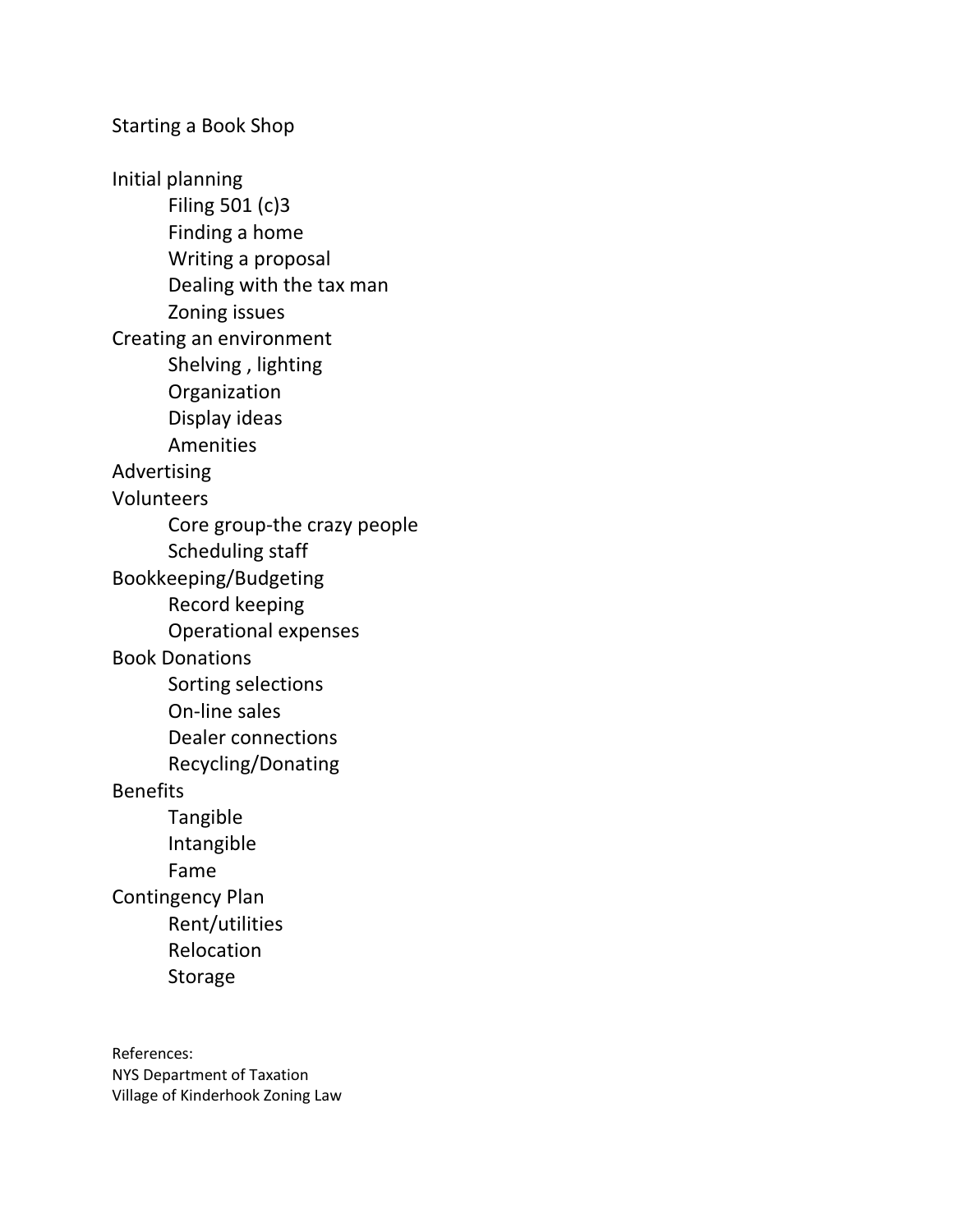# Starting a Book Shop

- Initial planning
  - Filing 501 (c)3
  - Finding a home
  - Writing a proposal
  - Dealing with the tax man
  - Zoning issues
- Creating an environment
  - Shelving , lighting
  - Organization
  - Display ideas
  - Amenities
- Advertising
- Volunteers
  - Core group-the crazy people
  - Scheduling staff
- Bookkeeping/Budgeting
  - Record keeping
  - Operational expenses
- Book Donations
  - Sorting selections
  - On-line sales
  - Dealer connections
  - Recycling/Donating
- Benefits
  - Tangible
  - Intangible
  - Fame
- Contingency Plan
  - Rent/utilities
  - Relocation
  - Storage

References:
NYS Department of Taxation
Village of Kinderhook Zoning Law